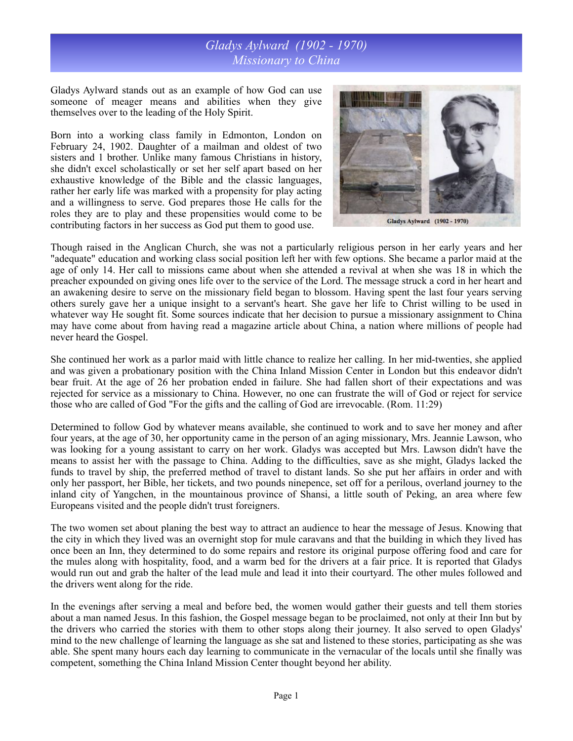# *Gladys Aylward (1902 - 1970)*
# *Missionary to China*

Gladys Aylward stands out as an example of how God can use someone of meager means and abilities when they give themselves over to the leading of the Holy Spirit.

Born into a working class family in Edmonton, London on February 24, 1902. Daughter of a mailman and oldest of two sisters and 1 brother. Unlike many famous Christians in history, she didn't excel scholastically or set her self apart based on her exhaustive knowledge of the Bible and the classic languages, rather her early life was marked with a propensity for play acting and a willingness to serve. God prepares those He calls for the roles they are to play and these propensities would come to be contributing factors in her success as God put them to good use.

Gladys Aylward (1902 - 1970)

Though raised in the Anglican Church, she was not a particularly religious person in her early years and her "adequate" education and working class social position left her with few options. She became a parlor maid at the age of only 14. Her call to missions came about when she attended a revival at when she was 18 in which the preacher expounded on giving ones life over to the service of the Lord. The message struck a cord in her heart and an awakening desire to serve on the missionary field began to blossom. Having spent the last four years serving others surely gave her a unique insight to a servant's heart. She gave her life to Christ willing to be used in whatever way He sought fit. Some sources indicate that her decision to pursue a missionary assignment to China may have come about from having read a magazine article about China, a nation where millions of people had never heard the Gospel.

She continued her work as a parlor maid with little chance to realize her calling. In her mid-twenties, she applied and was given a probationary position with the China Inland Mission Center in London but this endeavor didn't bear fruit. At the age of 26 her probation ended in failure. She had fallen short of their expectations and was rejected for service as a missionary to China. However, no one can frustrate the will of God or reject for service those who are called of God "For the gifts and the calling of God are irrevocable. (Rom. 11:29)

Determined to follow God by whatever means available, she continued to work and to save her money and after four years, at the age of 30, her opportunity came in the person of an aging missionary, Mrs. Jeannie Lawson, who was looking for a young assistant to carry on her work. Gladys was accepted but Mrs. Lawson didn't have the means to assist her with the passage to China. Adding to the difficulties, save as she might, Gladys lacked the funds to travel by ship, the preferred method of travel to distant lands. So she put her affairs in order and with only her passport, her Bible, her tickets, and two pounds ninepence, set off for a perilous, overland journey to the inland city of Yangchen, in the mountainous province of Shansi, a little south of Peking, an area where few Europeans visited and the people didn't trust foreigners.

The two women set about planing the best way to attract an audience to hear the message of Jesus. Knowing that the city in which they lived was an overnight stop for mule caravans and that the building in which they lived has once been an Inn, they determined to do some repairs and restore its original purpose offering food and care for the mules along with hospitality, food, and a warm bed for the drivers at a fair price. It is reported that Gladys would run out and grab the halter of the lead mule and lead it into their courtyard. The other mules followed and the drivers went along for the ride.

In the evenings after serving a meal and before bed, the women would gather their guests and tell them stories about a man named Jesus. In this fashion, the Gospel message began to be proclaimed, not only at their Inn but by the drivers who carried the stories with them to other stops along their journey. It also served to open Gladys' mind to the new challenge of learning the language as she sat and listened to these stories, participating as she was able. She spent many hours each day learning to communicate in the vernacular of the locals until she finally was competent, something the China Inland Mission Center thought beyond her ability.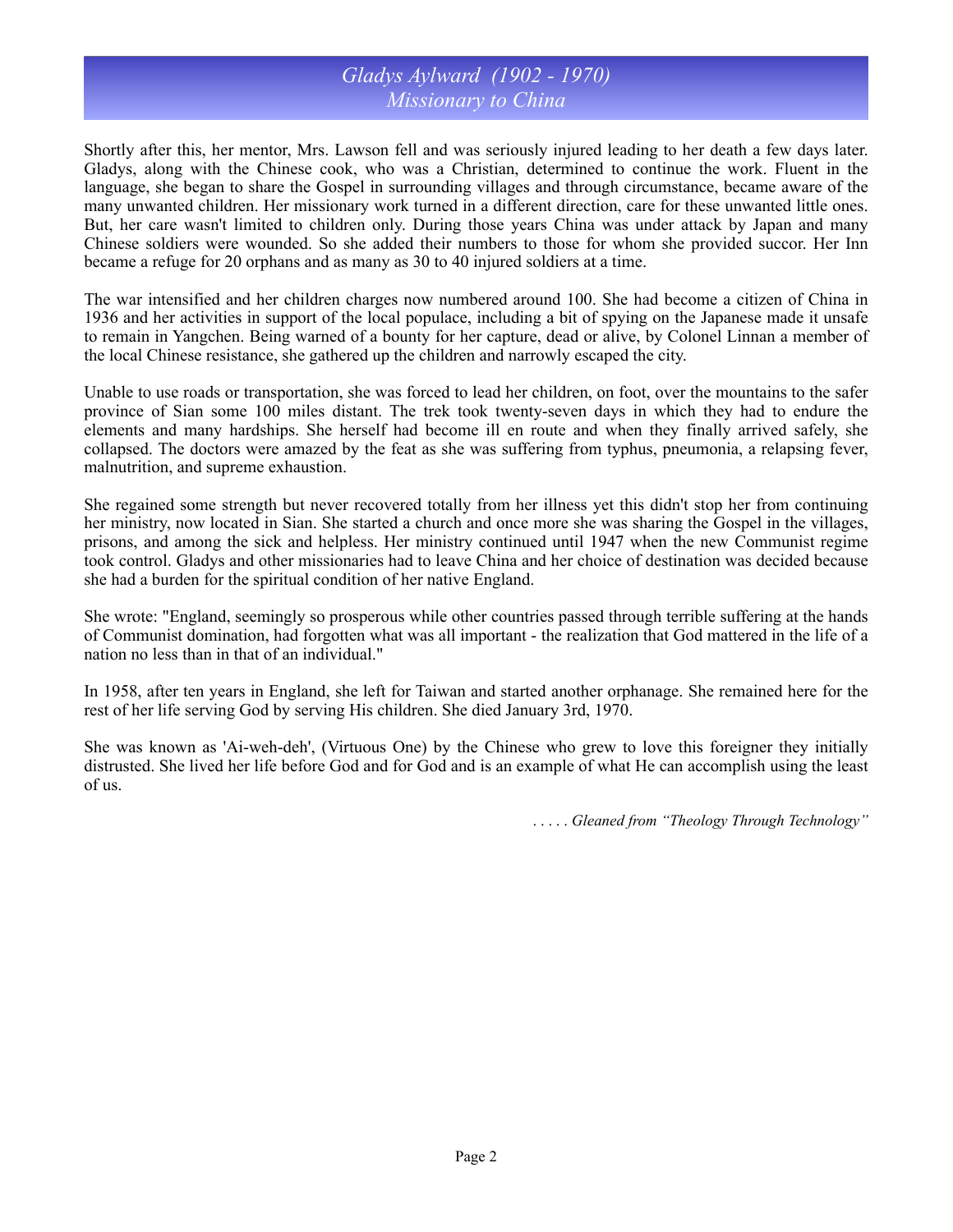# *Gladys Aylward (1902 - 1970)*
## *Missionary to China*

Shortly after this, her mentor, Mrs. Lawson fell and was seriously injured leading to her death a few days later. Gladys, along with the Chinese cook, who was a Christian, determined to continue the work. Fluent in the language, she began to share the Gospel in surrounding villages and through circumstance, became aware of the many unwanted children. Her missionary work turned in a different direction, care for these unwanted little ones. But, her care wasn't limited to children only. During those years China was under attack by Japan and many Chinese soldiers were wounded. So she added their numbers to those for whom she provided succor. Her Inn became a refuge for 20 orphans and as many as 30 to 40 injured soldiers at a time.

The war intensified and her children charges now numbered around 100. She had become a citizen of China in 1936 and her activities in support of the local populace, including a bit of spying on the Japanese made it unsafe to remain in Yangchen. Being warned of a bounty for her capture, dead or alive, by Colonel Linnan a member of the local Chinese resistance, she gathered up the children and narrowly escaped the city.

Unable to use roads or transportation, she was forced to lead her children, on foot, over the mountains to the safer province of Sian some 100 miles distant. The trek took twenty-seven days in which they had to endure the elements and many hardships. She herself had become ill en route and when they finally arrived safely, she collapsed. The doctors were amazed by the feat as she was suffering from typhus, pneumonia, a relapsing fever, malnutrition, and supreme exhaustion.

She regained some strength but never recovered totally from her illness yet this didn't stop her from continuing her ministry, now located in Sian. She started a church and once more she was sharing the Gospel in the villages, prisons, and among the sick and helpless. Her ministry continued until 1947 when the new Communist regime took control. Gladys and other missionaries had to leave China and her choice of destination was decided because she had a burden for the spiritual condition of her native England.

She wrote: "England, seemingly so prosperous while other countries passed through terrible suffering at the hands of Communist domination, had forgotten what was all important - the realization that God mattered in the life of a nation no less than in that of an individual."

In 1958, after ten years in England, she left for Taiwan and started another orphanage. She remained here for the rest of her life serving God by serving His children. She died January 3rd, 1970.

She was known as 'Ai-weh-deh', (Virtuous One) by the Chinese who grew to love this foreigner they initially distrusted. She lived her life before God and for God and is an example of what He can accomplish using the least of us.

. . . . . *Gleaned from "Theology Through Technology"*